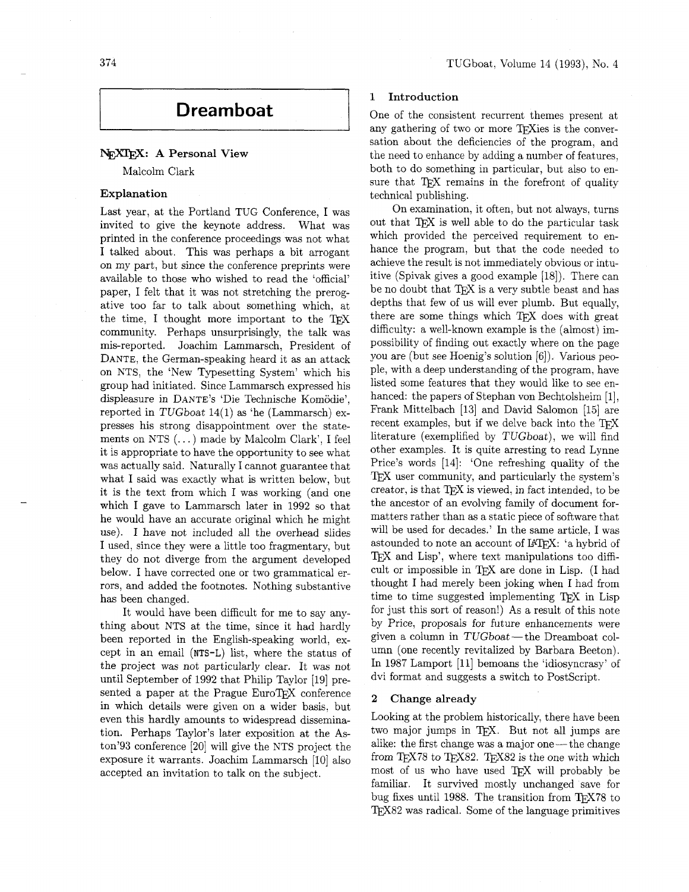# Dreamboat

## NEXTEX: A Personal View

Malcolm Clark

### Explanation

Last year, at the Portland TUG Conference, I was invited to give the keynote address. What was printed in the conference proceedings was not what I talked about. This was perhaps a bit arrogant on my part, but since the conference preprints were available to those who wished to read the 'official' paper, I felt that it was not stretching the prerogative too far to talk about something which, at the time, I thought more important to the TEX community. Perhaps unsurprisingly, the talk was mis-reported. Joachim Lammarsch, President of DANTE, the German-speaking heard it as an attack on NTS, the 'New Typesetting System' which his group had initiated. Since Lammarsch expressed his displeasure in DANTE's 'Die Technische Komödie', reported in *TUGboat* 14(1) as 'he (Lammarsch) expresses his strong disappointment over the statements on NTS (...) made by Malcolm Clark', I feel it is appropriate to have the opportunity to see what was actually said. Naturally I cannot guarantee that what I said was exactly what is written below, but it is the text from which I was working (and one which I gave to Lammarsch later in 1992 so that he would have an accurate original which he might use). I have not included all the overhead slides I used, since they were a little too fragmentary, but they do not diverge from the argument developed below. I have corrected one or two grammatical errors, and added the footnotes. Nothing substantive has been changed.

It would have been difficult for me to say anything about NTS at the time, since it had hardly been reported in the English-speaking world, except in an email (`NTS-L`) list, where the status of the project was not particularly clear. It was not until September of 1992 that Philip Taylor [19] presented a paper at the Prague EuroTEX conference in which details were given on a wider basis, but even this hardly amounts to widespread dissemination. Perhaps Taylor's later exposition at the Aston'93 conference [20] will give the NTS project the exposure it warrants. Joachim Lammarsch [10] also accepted an invitation to talk on the subject.

### 1 Introduction

One of the consistent recurrent themes present at any gathering of two or more TEXies is the conversation about the deficiencies of the program, and the need to enhance by adding a number of features, both to do something in particular, but also to ensure that TEX remains in the forefront of quality technical publishing.

On examination, it often, but not always, turns out that TEX is well able to do the particular task which provided the perceived requirement to enhance the program, but that the code needed to achieve the result is not immediately obvious or intuitive (Spivak gives a good example [18]). There can be no doubt that TEX is a very subtle beast and has depths that few of us will ever plumb. But equally, there are some things which TEX does with great difficulty: a well-known example is the (almost) impossibility of finding out exactly where on the page you are (but see Hoenig's solution [6]). Various people, with a deep understanding of the program, have listed some features that they would like to see enhanced: the papers of Stephan von Bechtolsheim [1], Frank Mittelbach [13] and David Salomon [15] are recent examples, but if we delve back into the TEX literature (exemplified by *TUGboat*), we will find other examples. It is quite arresting to read Lynne Price's words [14]: 'One refreshing quality of the TEX user community, and particularly the system's creator, is that TEX is viewed, in fact intended, to be the ancestor of an evolving family of document formatters rather than as a static piece of software that will be used for decades.' In the same article, I was astounded to note an account of LATEX: 'a hybrid of TEX and Lisp', where text manipulations too difficult or impossible in TEX are done in Lisp. (I had thought I had merely been joking when I had from time to time suggested implementing TEX in Lisp for just this sort of reason!) As a result of this note by Price, proposals for future enhancements were given a column in *TUGboat* — the Dreamboat column (one recently revitalized by Barbara Beeton). In 1987 Lamport [11] bemoans the 'idiosyncrasy' of dvi format and suggests a switch to PostScript.

### 2 Change already

Looking at the problem historically, there have been two major jumps in TEX. But not all jumps are alike: the first change was a major one — the change from TEX78 to TEX82. TEX82 is the one with which most of us who have used TEX will probably be familiar. It survived mostly unchanged save for bug fixes until 1988. The transition from TEX78 to TEX82 was radical. Some of the language primitives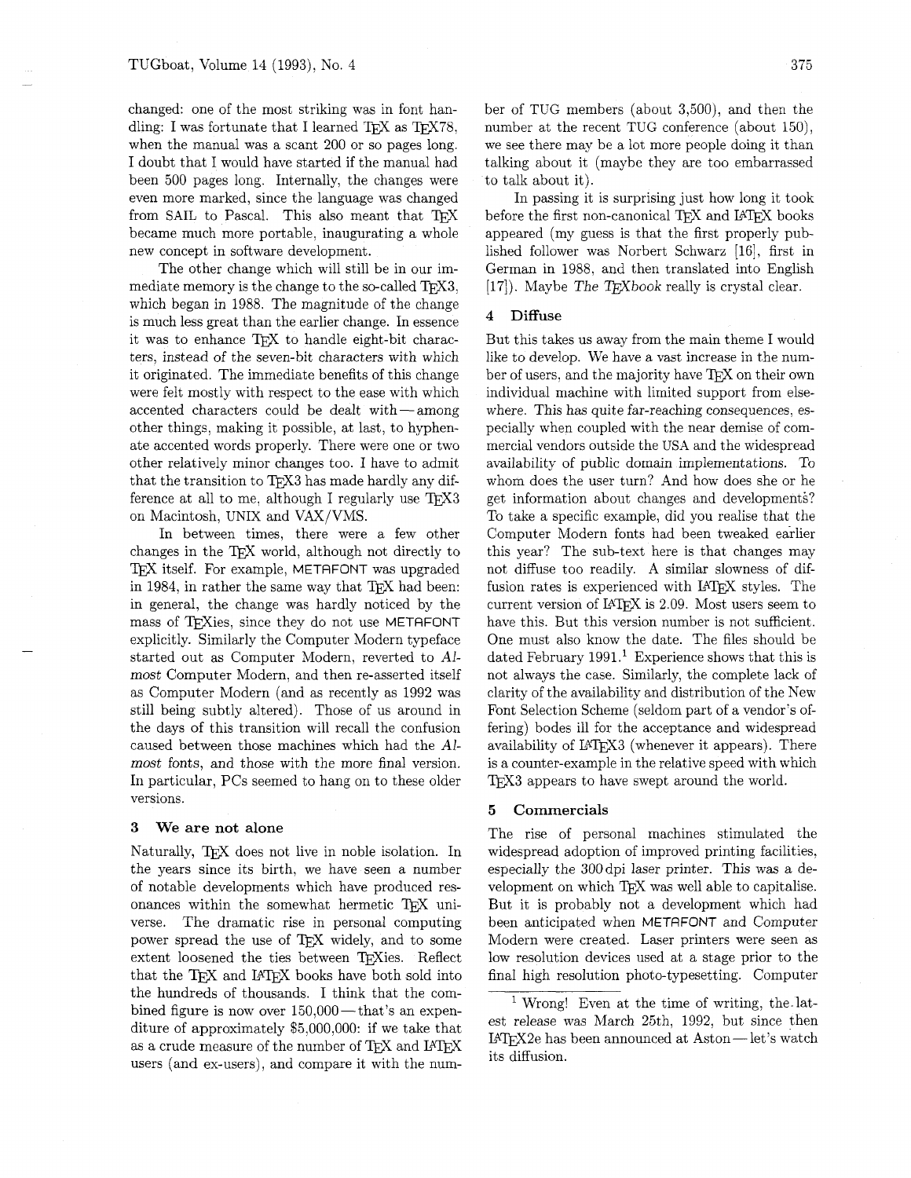changed: one of the most striking was in font handling: I was fortunate that I learned TeX as TeX78, when the manual was a scant 200 or so pages long. I doubt that I would have started if the manual had been 500 pages long. Internally, the changes were even more marked, since the language was changed from SAIL to Pascal. This also meant that TeX became much more portable, inaugurating a whole new concept in software development.

The other change which will still be in our immediate memory is the change to the so-called TeX3, which began in 1988. The magnitude of the change is much less great than the earlier change. In essence it was to enhance TeX to handle eight-bit characters, instead of the seven-bit characters with which it originated. The immediate benefits of this change were felt mostly with respect to the ease with which accented characters could be dealt with — among other things, making it possible, at last, to hyphenate accented words properly. There were one or two other relatively minor changes too. I have to admit that the transition to TeX3 has made hardly any difference at all to me, although I regularly use TeX3 on Macintosh, UNIX and VAX/VMS.

In between times, there were a few other changes in the TeX world, although not directly to TeX itself. For example, METAFONT was upgraded in 1984, in rather the same way that TeX had been: in general, the change was hardly noticed by the mass of TeXies, since they do not use METAFONT explicitly. Similarly the Computer Modern typeface started out as Computer Modern, reverted to *Almost* Computer Modern, and then re-asserted itself as Computer Modern (and as recently as 1992 was still being subtly altered). Those of us around in the days of this transition will recall the confusion caused between those machines which had the *Almost* fonts, and those with the more final version. In particular, PCs seemed to hang on to these older versions.

## 3 We are not alone

Naturally, TeX does not live in noble isolation. In the years since its birth, we have seen a number of notable developments which have produced resonances within the somewhat hermetic TeX universe. The dramatic rise in personal computing power spread the use of TeX widely, and to some extent loosened the ties between TeXies. Reflect that the TeX and LaTeX books have both sold into the hundreds of thousands. I think that the combined figure is now over 150,000 — that's an expenditure of approximately $5,000,000: if we take that as a crude measure of the number of TeX and LaTeX users (and ex-users), and compare it with the number of TUG members (about 3,500), and then the number at the recent TUG conference (about 150), we see there may be a lot more people doing it than talking about it (maybe they are too embarrassed to talk about it).

In passing it is surprising just how long it took before the first non-canonical TeX and LaTeX books appeared (my guess is that the first properly published follower was Norbert Schwarz [16], first in German in 1988, and then translated into English [17]). Maybe *The TeXbook* really is crystal clear.

## 4 Diffuse

But this takes us away from the main theme I would like to develop. We have a vast increase in the number of users, and the majority have TeX on their own individual machine with limited support from elsewhere. This has quite far-reaching consequences, especially when coupled with the near demise of commercial vendors outside the USA and the widespread availability of public domain implementations. To whom does the user turn? And how does she or he get information about changes and developments? To take a specific example, did you realise that the Computer Modern fonts had been tweaked earlier this year? The sub-text here is that changes may not diffuse too readily. A similar slowness of diffusion rates is experienced with LaTeX styles. The current version of LaTeX is 2.09. Most users seem to have this. But this version number is not sufficient. One must also know the date. The files should be dated February 1991.[1] Experience shows that this is not always the case. Similarly, the complete lack of clarity of the availability and distribution of the New Font Selection Scheme (seldom part of a vendor's offering) bodes ill for the acceptance and widespread availability of LaTeX3 (whenever it appears). There is a counter-example in the relative speed with which TeX3 appears to have swept around the world.

## 5 Commercials

The rise of personal machines stimulated the widespread adoption of improved printing facilities, especially the 300 dpi laser printer. This was a development on which TeX was well able to capitalise. But it is probably not a development which had been anticipated when METAFONT and Computer Modern were created. Laser printers were seen as low resolution devices used at a stage prior to the final high resolution photo-typesetting. Computer

[1] Wrong! Even at the time of writing, the latest release was March 25th, 1992, but since then LaTeX2e has been announced at Aston — let's watch its diffusion.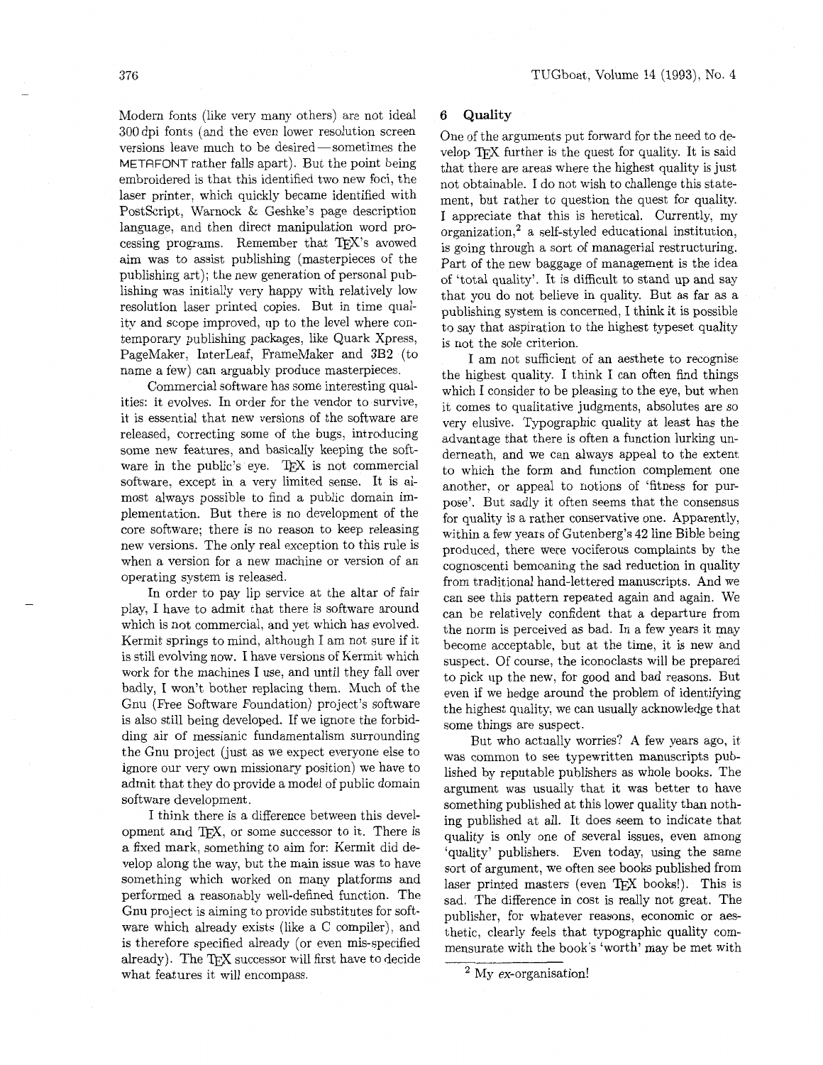Modern fonts (like very many others) are not ideal 300 dpi fonts (and the even lower resolution screen versions leave much to be desired — sometimes the METAFONT rather falls apart). But the point being embroidered is that this identified two new foci, the laser printer, which quickly became identified with PostScript, Warnock & Geshke's page description language, and then direct manipulation word processing programs. Remember that TEX's avowed aim was to assist publishing (masterpieces of the publishing art); the new generation of personal publishing was initially very happy with relatively low resolution laser printed copies. But in time quality and scope improved, up to the level where contemporary publishing packages, like Quark Xpress, PageMaker, InterLeaf, FrameMaker and 3B2 (to name a few) can arguably produce masterpieces.

Commercial software has some interesting qualities: it evolves. In order for the vendor to survive, it is essential that new versions of the software are released, correcting some of the bugs, introducing some new features, and basically keeping the software in the public's eye. TEX is not commercial software, except in a very limited sense. It is almost always possible to find a public domain implementation. But there is no development of the core software; there is no reason to keep releasing new versions. The only real exception to this rule is when a version for a new machine or version of an operating system is released.

In order to pay lip service at the altar of fair play, I have to admit that there is software around which is not commercial, and yet which has evolved. Kermit springs to mind, although I am not sure if it is still evolving now. I have versions of Kermit which work for the machines I use, and until they fall over badly, I won't bother replacing them. Much of the Gnu (Free Software Foundation) project's software is also still being developed. If we ignore the forbidding air of messianic fundamentalism surrounding the Gnu project (just as we expect everyone else to ignore our very own missionary position) we have to admit that they do provide a model of public domain software development.

I think there is a difference between this development and TEX, or some successor to it. There is a fixed mark, something to aim for: Kermit did develop along the way, but the main issue was to have something which worked on many platforms and performed a reasonably well-defined function. The Gnu project is aiming to provide substitutes for software which already exists (like a C compiler), and is therefore specified already (or even mis-specified already). The TEX successor will first have to decide what features it will encompass.

## 6 Quality

One of the arguments put forward for the need to develop TEX further is the quest for quality. It is said that there are areas where the highest quality is just not obtainable. I do not wish to challenge this statement, but rather to question the quest for quality. I appreciate that this is heretical. Currently, my organization,[2] a self-styled educational institution, is going through a sort of managerial restructuring. Part of the new baggage of management is the idea of 'total quality'. It is difficult to stand up and say that you do not believe in quality. But as far as a publishing system is concerned, I think it is possible to say that aspiration to the highest typeset quality is not the *sole* criterion.

I am not sufficient of an aesthete to recognise the highest quality. I think I can often find things which I consider to be pleasing to the eye, but when it comes to qualitative judgments, absolutes are so very elusive. Typographic quality at least has the advantage that there is often a function lurking underneath, and we can always appeal to the extent to which the form and function complement one another, or appeal to notions of 'fitness for purpose'. But sadly it often seems that the consensus for quality is a rather conservative one. Apparently, within a few years of Gutenberg's 42 line Bible being produced, there were vociferous complaints by the cognoscenti bemoaning the sad reduction in quality from traditional hand-lettered manuscripts. And we can see this pattern repeated again and again. We can be relatively confident that a departure from the norm is perceived as bad. In a few years it may become acceptable, but at the time, it is new and suspect. Of course, the iconoclasts will be prepared to pick up the new, for good and bad reasons. But even if we hedge around the problem of identifying the highest quality, we can usually acknowledge that some things are suspect.

But who actually worries? A few years ago, it was common to see typewritten manuscripts published by reputable publishers as whole books. The argument was usually that it was better to have something published at this lower quality than nothing published at all. It does seem to indicate that quality is only one of several issues, even among 'quality' publishers. Even today, using the same sort of argument, we often see books published from laser printed masters (even TEX books!). This is sad. The difference in cost is really not great. The publisher, for whatever reasons, economic or aesthetic, clearly feels that typographic quality commensurate with the book's 'worth' may be met with

[2] My *ex*-organisation!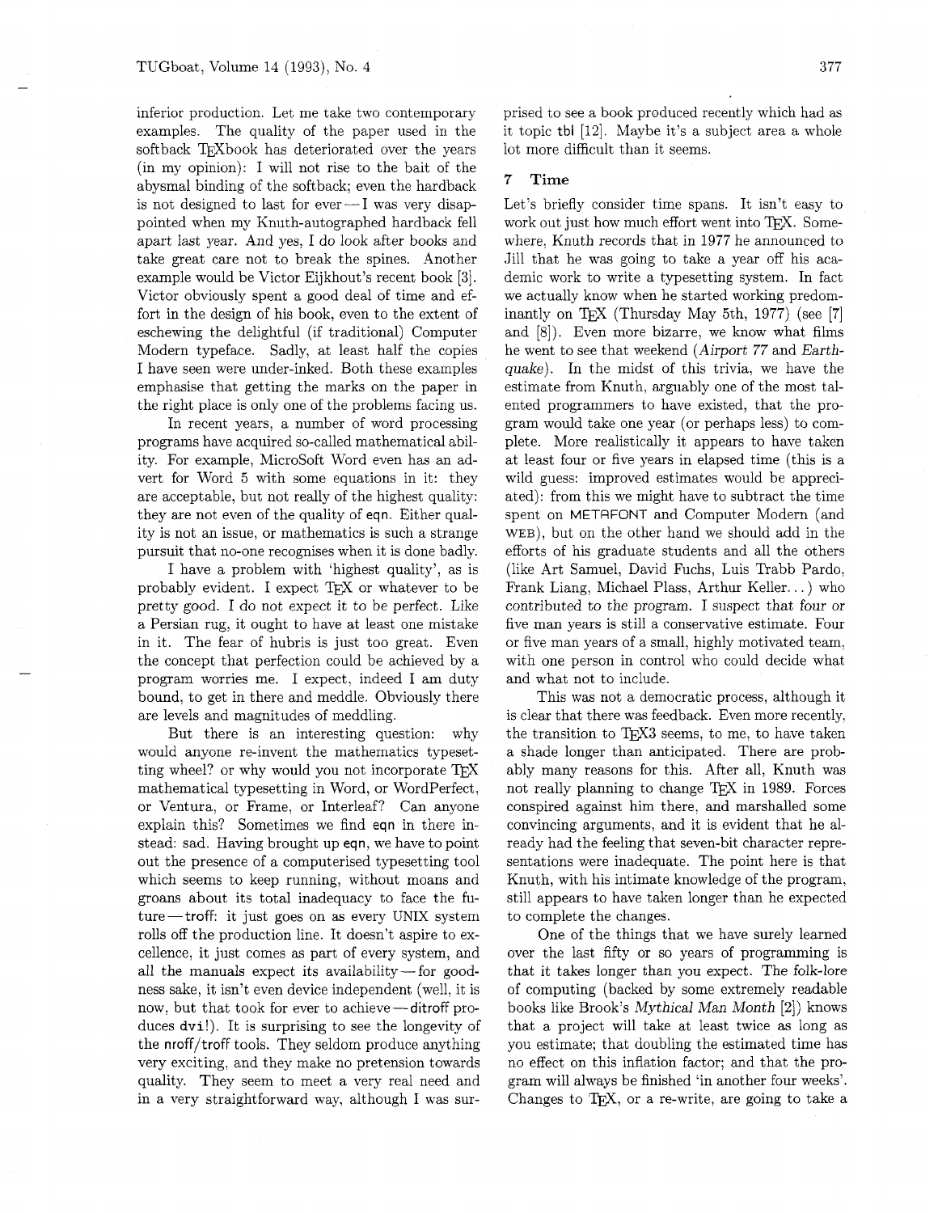inferior production. Let me take two contemporary examples. The quality of the paper used in the softback TEXbook has deteriorated over the years (in my opinion): I will not rise to the bait of the abysmal binding of the softback; even the hardback is not designed to last for ever — I was very disappointed when my Knuth-autographed hardback fell apart last year. And yes, I do look after books and take great care not to break the spines. Another example would be Victor Eijkhout's recent book [3]. Victor obviously spent a good deal of time and effort in the design of his book, even to the extent of eschewing the delightful (if traditional) Computer Modern typeface. Sadly, at least half the copies I have seen were under-inked. Both these examples emphasise that getting the marks on the paper in the right place is only one of the problems facing us.

In recent years, a number of word processing programs have acquired so-called mathematical ability. For example, MicroSoft Word even has an advert for Word 5 with some equations in it: they are acceptable, but not really of the highest quality: they are not even of the quality of eqn. Either quality is not an issue, or mathematics is such a strange pursuit that no-one recognises when it is done badly.

I have a problem with 'highest quality', as is probably evident. I expect TEX or whatever to be pretty good. I do not expect it to be perfect. Like a Persian rug, it ought to have at least one mistake in it. The fear of hubris is just too great. Even the concept that perfection could be achieved by a program worries me. I expect, indeed I am duty bound, to get in there and meddle. Obviously there are levels and magnitudes of meddling.

But there is an interesting question: why would anyone re-invent the mathematics typesetting wheel? or why would you not incorporate TEX mathematical typesetting in Word, or WordPerfect, or Ventura, or Frame, or Interleaf? Can anyone explain this? Sometimes we find eqn in there instead: sad. Having brought up eqn, we have to point out the presence of a computerised typesetting tool which seems to keep running, without moans and groans about its total inadequacy to face the future — troff: it just goes on as every UNIX system rolls off the production line. It doesn't aspire to excellence, it just comes as part of every system, and all the manuals expect its availability — for goodness sake, it isn't even device independent (well, it is now, but that took for ever to achieve — ditroff produces dvi!). It is surprising to see the longevity of the nroff/troff tools. They seldom produce anything very exciting, and they make no pretension towards quality. They seem to meet a very real need and in a very straightforward way, although I was surprised to see a book produced recently which had as it topic tbl [12]. Maybe it's a subject area a whole lot more difficult than it seems.

## 7 Time

Let's briefly consider time spans. It isn't easy to work out just how much effort went into TEX. Somewhere, Knuth records that in 1977 he announced to Jill that he was going to take a year off his academic work to write a typesetting system. In fact we actually know when he started working predominantly on TEX (Thursday May 5th, 1977) (see [7] and [8]). Even more bizarre, we know what films he went to see that weekend (*Airport 77* and *Earthquake*). In the midst of this trivia, we have the estimate from Knuth, arguably one of the most talented programmers to have existed, that the program would take one year (or perhaps less) to complete. More realistically it appears to have taken at least four or five years in elapsed time (this is a wild guess: improved estimates would be appreciated): from this we might have to subtract the time spent on METAFONT and Computer Modern (and WEB), but on the other hand we should add in the efforts of his graduate students and all the others (like Art Samuel, David Fuchs, Luis Trabb Pardo, Frank Liang, Michael Plass, Arthur Keller...) who contributed to the program. I suspect that four or five man years is still a conservative estimate. Four or five man years of a small, highly motivated team, with one person in control who could decide what and what not to include.

This was not a democratic process, although it is clear that there was feedback. Even more recently, the transition to TEX3 seems, to me, to have taken a shade longer than anticipated. There are probably many reasons for this. After all, Knuth was not really planning to change TEX in 1989. Forces conspired against him there, and marshalled some convincing arguments, and it is evident that he already had the feeling that seven-bit character representations were inadequate. The point here is that Knuth, with his intimate knowledge of the program, still appears to have taken longer than he expected to complete the changes.

One of the things that we have surely learned over the last fifty or so years of programming is that it takes longer than you expect. The folk-lore of computing (backed by some extremely readable books like Brook's *Mythical Man Month* [2]) knows that a project will take at least twice as long as you estimate; that doubling the estimated time has no effect on this inflation factor; and that the program will always be finished 'in another four weeks'. Changes to TEX, or a re-write, are going to take a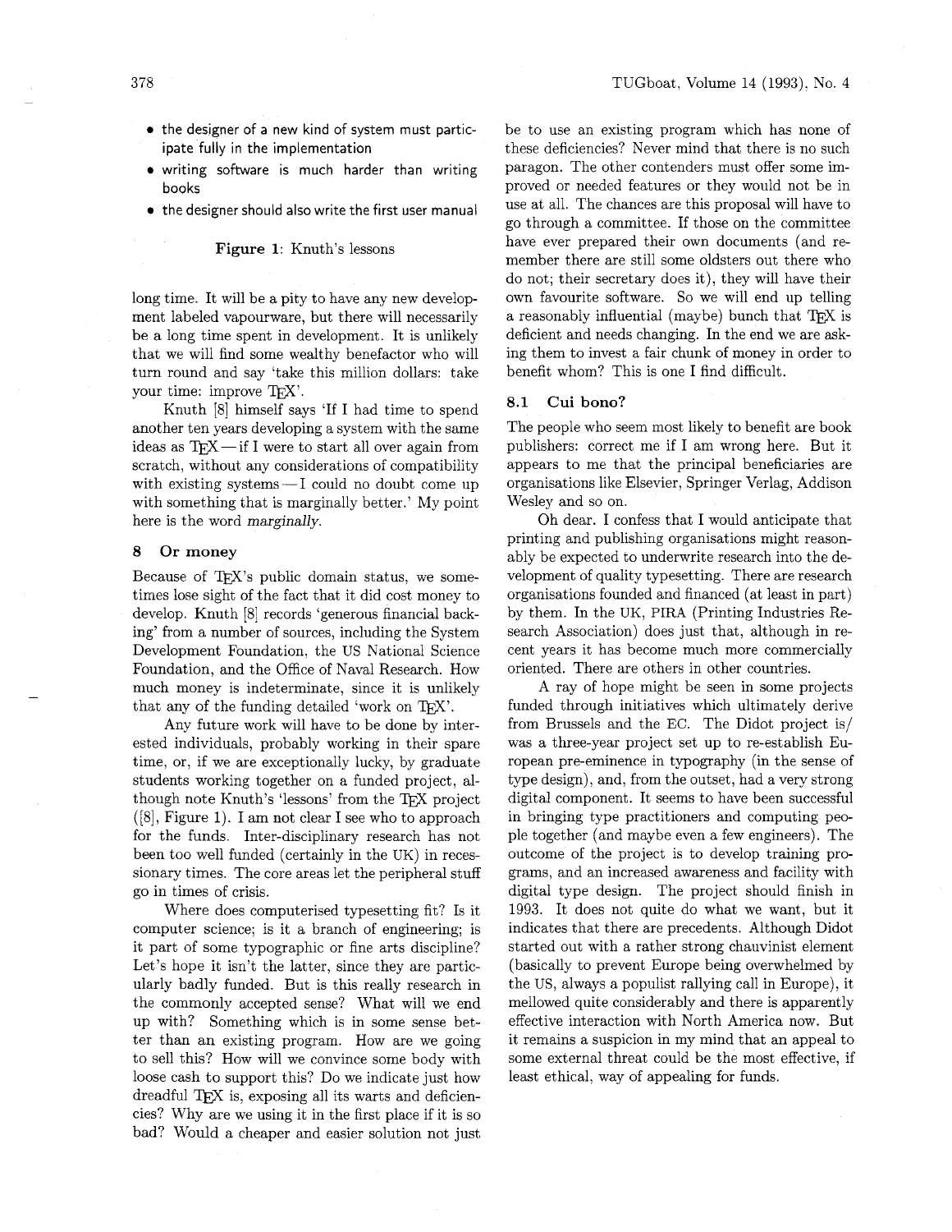- the designer of a new kind of system must participate fully in the implementation
- writing software is much harder than writing books
- the designer should also write the first user manual

**Figure 1**: Knuth's lessons

long time. It will be a pity to have any new development labeled vapourware, but there will necessarily be a long time spent in development. It is unlikely that we will find some wealthy benefactor who will turn round and say 'take this million dollars: take your time: improve TeX'.

Knuth [8] himself says 'If I had time to spend another ten years developing a system with the same ideas as TeX — if I were to start all over again from scratch, without any considerations of compatibility with existing systems — I could no doubt come up with something that is marginally better.' My point here is the word *marginally*.

## 8 Or money

Because of TeX's public domain status, we sometimes lose sight of the fact that it did cost money to develop. Knuth [8] records 'generous financial backing' from a number of sources, including the System Development Foundation, the US National Science Foundation, and the Office of Naval Research. How much money is indeterminate, since it is unlikely that any of the funding detailed 'work on TeX'.

Any future work will have to be done by interested individuals, probably working in their spare time, or, if we are exceptionally lucky, by graduate students working together on a funded project, although note Knuth's 'lessons' from the TeX project ([8], Figure 1). I am not clear I see who to approach for the funds. Inter-disciplinary research has not been too well funded (certainly in the UK) in recessionary times. The core areas let the peripheral stuff go in times of crisis.

Where does computerised typesetting fit? Is it computer science; is it a branch of engineering; is it part of some typographic or fine arts discipline? Let's hope it isn't the latter, since they are particularly badly funded. But is this really research in the commonly accepted sense? What will we end up with? Something which is in some sense better than an existing program. How are we going to sell this? How will we convince some body with loose cash to support this? Do we indicate just how dreadful TeX is, exposing all its warts and deficiencies? Why are we using it in the first place if it is so bad? Would a cheaper and easier solution not just be to use an existing program which has none of these deficiencies? Never mind that there is no such paragon. The other contenders must offer some improved or needed features or they would not be in use at all. The chances are this proposal will have to go through a committee. If those on the committee have ever prepared their own documents (and remember there are still some oldsters out there who do not; their secretary does it), they will have their own favourite software. So we will end up telling a reasonably influential (maybe) bunch that TeX is deficient and needs changing. In the end we are asking them to invest a fair chunk of money in order to benefit whom? This is one I find difficult.

### 8.1 Cui bono?

The people who seem most likely to benefit are book publishers: correct me if I am wrong here. But it appears to me that the principal beneficiaries are organisations like Elsevier, Springer Verlag, Addison Wesley and so on.

Oh dear. I confess that I would anticipate that printing and publishing organisations might reasonably be expected to underwrite research into the development of quality typesetting. There are research organisations founded and financed (at least in part) by them. In the UK, PIRA (Printing Industries Research Association) does just that, although in recent years it has become much more commercially oriented. There are others in other countries.

A ray of hope might be seen in some projects funded through initiatives which ultimately derive from Brussels and the EC. The Didot project is/was a three-year project set up to re-establish European pre-eminence in typography (in the sense of type design), and, from the outset, had a very strong digital component. It seems to have been successful in bringing type practitioners and computing people together (and maybe even a few engineers). The outcome of the project is to develop training programs, and an increased awareness and facility with digital type design. The project should finish in 1993. It does not quite do what we want, but it indicates that there are precedents. Although Didot started out with a rather strong chauvinist element (basically to prevent Europe being overwhelmed by the US, always a populist rallying call in Europe), it mellowed quite considerably and there is apparently effective interaction with North America now. But it remains a suspicion in my mind that an appeal to some external threat could be the most effective, if least ethical, way of appealing for funds.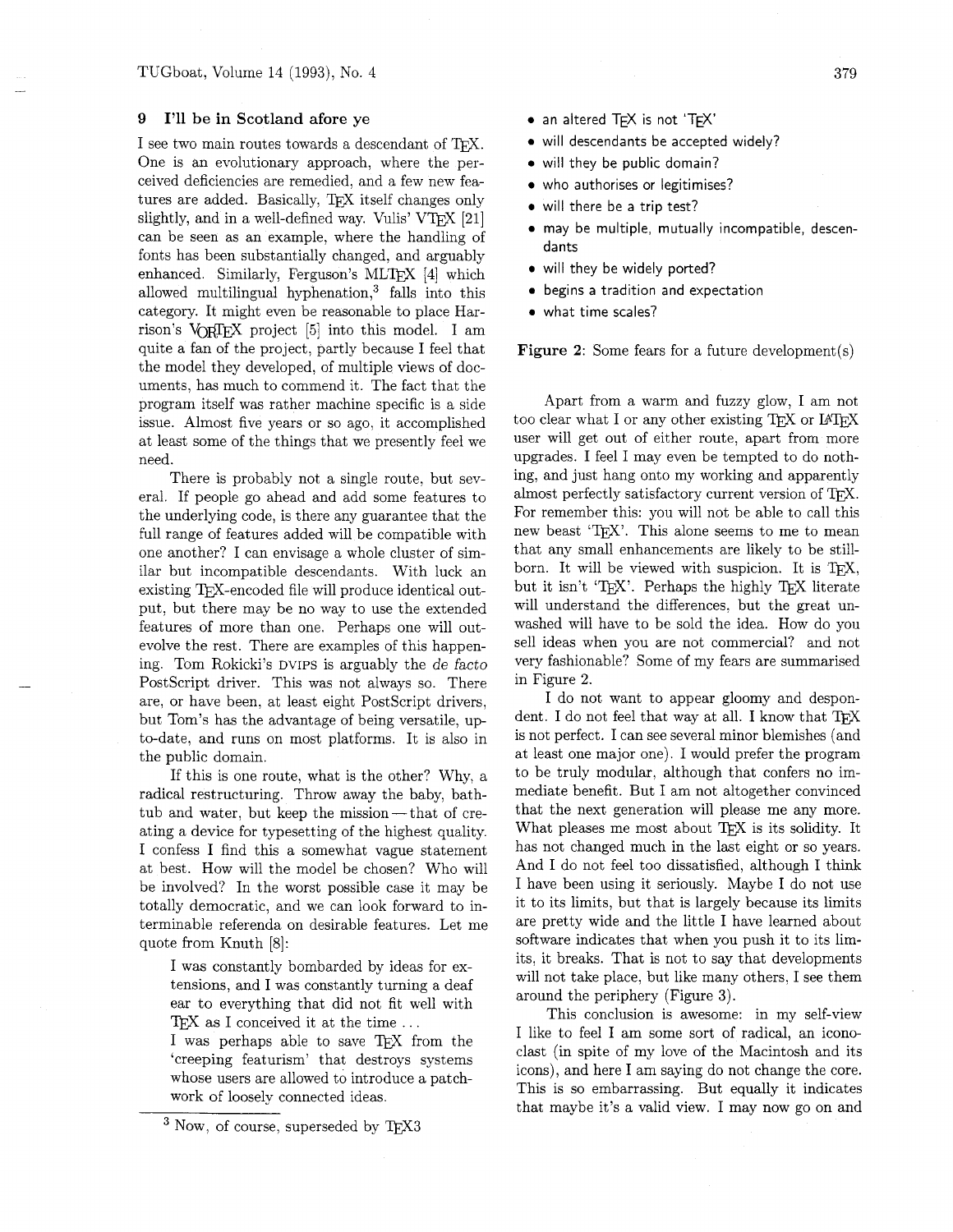## 9 I'll be in Scotland afore ye

I see two main routes towards a descendant of TeX. One is an evolutionary approach, where the perceived deficiencies are remedied, and a few new features are added. Basically, TeX itself changes only slightly, and in a well-defined way. Vulis' VTeX [21] can be seen as an example, where the handling of fonts has been substantially changed, and arguably enhanced. Similarly, Ferguson's MLTeX [4] which allowed multilingual hyphenation,[3] falls into this category. It might even be reasonable to place Harrison's VORTEX project [5] into this model. I am quite a fan of the project, partly because I feel that the model they developed, of multiple views of documents, has much to commend it. The fact that the program itself was rather machine specific is a side issue. Almost five years or so ago, it accomplished at least some of the things that we presently feel we need.

There is probably not a single route, but several. If people go ahead and add some features to the underlying code, is there any guarantee that the full range of features added will be compatible with one another? I can envisage a whole cluster of similar but incompatible descendants. With luck an existing TeX-encoded file will produce identical output, but there may be no way to use the extended features of more than one. Perhaps one will outevolve the rest. There are examples of this happening. Tom Rokicki's DVIPS is arguably the *de facto* PostScript driver. This was not always so. There are, or have been, at least eight PostScript drivers, but Tom's has the advantage of being versatile, up-to-date, and runs on most platforms. It is also in the public domain.

If this is one route, what is the other? Why, a radical restructuring. Throw away the baby, bathtub and water, but keep the mission — that of creating a device for typesetting of the highest quality. I confess I find this a somewhat vague statement at best. How will the model be chosen? Who will be involved? In the worst possible case it may be totally democratic, and we can look forward to interminable referenda on desirable features. Let me quote from Knuth [8]:

> I was constantly bombarded by ideas for extensions, and I was constantly turning a deaf ear to everything that did not fit well with TeX as I conceived it at the time ...
>
> I was perhaps able to save TeX from the 'creeping featurism' that destroys systems whose users are allowed to introduce a patchwork of loosely connected ideas.

[3] Now, of course, superseded by TeX3

- an altered TeX is not 'TeX'
- will descendants be accepted widely?
- will they be public domain?
- who authorises or legitimises?
- will there be a trip test?
- may be multiple, mutually incompatible, descendants
- will they be widely ported?
- begins a tradition and expectation
- what time scales?

**Figure 2**: Some fears for a future development(s)

Apart from a warm and fuzzy glow, I am not too clear what I or any other existing TeX or LaTeX user will get out of either route, apart from more upgrades. I feel I may even be tempted to do nothing, and just hang onto my working and apparently almost perfectly satisfactory current version of TeX. For remember this: you will not be able to call this new beast 'TeX'. This alone seems to me to mean that any small enhancements are likely to be stillborn. It will be viewed with suspicion. It is TeX, but it isn't 'TeX'. Perhaps the highly TeX literate will understand the differences, but the great unwashed will have to be sold the idea. How do you sell ideas when you are not commercial? and not very fashionable? Some of my fears are summarised in Figure 2.

I do not want to appear gloomy and despondent. I do not feel that way at all. I know that TeX is not perfect. I can see several minor blemishes (and at least one major one). I would prefer the program to be truly modular, although that confers no immediate benefit. But I am not altogether convinced that the next generation will please me any more. What pleases me most about TeX is its solidity. It has not changed much in the last eight or so years. And I do not feel too dissatisfied, although I think I have been using it seriously. Maybe I do not use it to its limits, but that is largely because its limits are pretty wide and the little I have learned about software indicates that when you push it to its limits, it breaks. That is not to say that developments will not take place, but like many others, I see them around the periphery (Figure 3).

This conclusion is awesome: in my self-view I like to feel I am some sort of radical, an iconoclast (in spite of my love of the Macintosh and its icons), and here I am saying do not change the core. This is so embarrassing. But equally it indicates that maybe it's a valid view. I may now go on and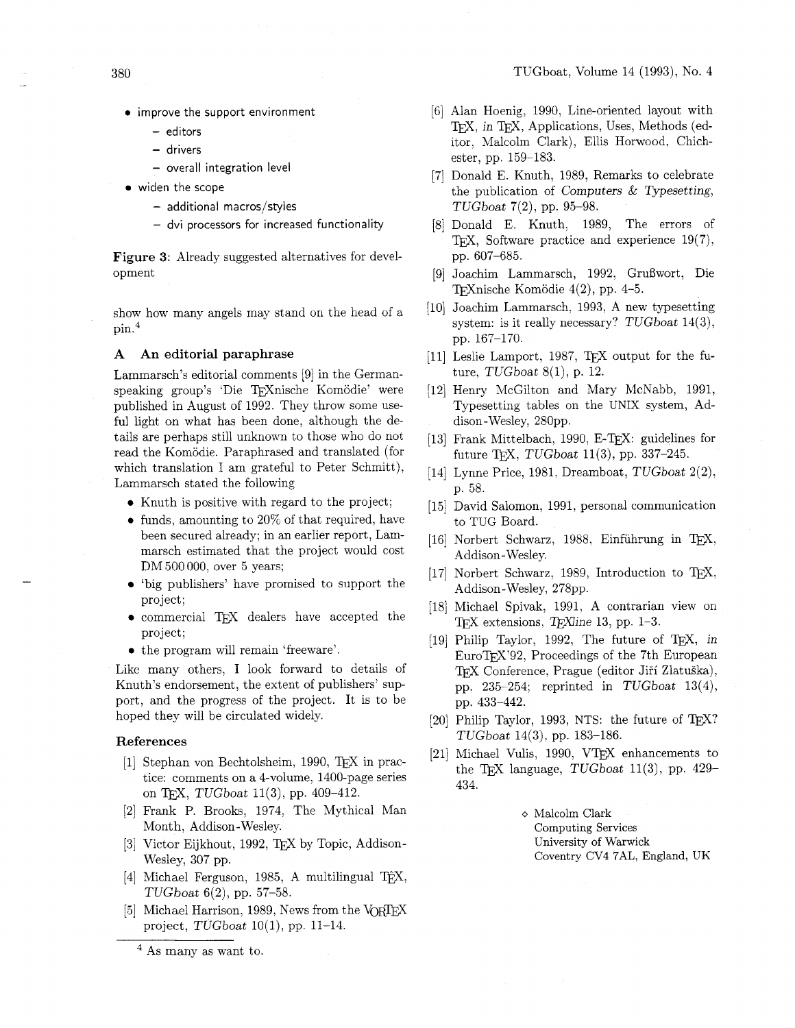- improve the support environment
  - editors
  - drivers
  - overall integration level
- widen the scope
  - additional macros/styles
  - dvi processors for increased functionality

**Figure 3**: Already suggested alternatives for development

show how many angels may stand on the head of a pin.[4]

## A An editorial paraphrase

Lammarsch's editorial comments [9] in the German-speaking group's 'Die TEXnische Komödie' were published in August of 1992. They throw some useful light on what has been done, although the details are perhaps still unknown to those who do not read the Komödie. Paraphrased and translated (for which translation I am grateful to Peter Schmitt), Lammarsch stated the following

- Knuth is positive with regard to the project;
- funds, amounting to 20% of that required, have been secured already; in an earlier report, Lammarsch estimated that the project would cost DM 500 000, over 5 years;
- 'big publishers' have promised to support the project;
- commercial TEX dealers have accepted the project;
- the program will remain 'freeware'.

Like many others, I look forward to details of Knuth's endorsement, the extent of publishers' support, and the progress of the project. It is to be hoped they will be circulated widely.

### References

[1] Stephan von Bechtolsheim, 1990, TEX in practice: comments on a 4-volume, 1400-page series on TEX, *TUGboat* 11(3), pp. 409–412.

[2] Frank P. Brooks, 1974, The Mythical Man Month, Addison-Wesley.

[3] Victor Eijkhout, 1992, TEX by Topic, Addison-Wesley, 307 pp.

[4] Michael Ferguson, 1985, A multilingual T$\varepsilon$X, *TUGboat* 6(2), pp. 57–58.

[5] Michael Harrison, 1989, News from the VORTEX project, *TUGboat* 10(1), pp. 11–14.

[6] Alan Hoenig, 1990, Line-oriented layout with TEX, *in* TEX, Applications, Uses, Methods (editor, Malcolm Clark), Ellis Horwood, Chichester, pp. 159–183.

[7] Donald E. Knuth, 1989, Remarks to celebrate the publication of *Computers & Typesetting*, *TUGboat* 7(2), pp. 95–98.

[8] Donald E. Knuth, 1989, The errors of TEX, Software practice and experience 19(7), pp. 607–685.

[9] Joachim Lammarsch, 1992, Grußwort, Die TEXnische Komödie 4(2), pp. 4–5.

[10] Joachim Lammarsch, 1993, A new typesetting system: is it really necessary? *TUGboat* 14(3), pp. 167–170.

[11] Leslie Lamport, 1987, TEX output for the future, *TUGboat* 8(1), p. 12.

[12] Henry McGilton and Mary McNabb, 1991, Typesetting tables on the UNIX system, Addison-Wesley, 280pp.

[13] Frank Mittelbach, 1990, E-TEX: guidelines for future TEX, *TUGboat* 11(3), pp. 337–245.

[14] Lynne Price, 1981, Dreamboat, *TUGboat* 2(2), p. 58.

[15] David Salomon, 1991, personal communication to TUG Board.

[16] Norbert Schwarz, 1988, Einführung in TEX, Addison-Wesley.

[17] Norbert Schwarz, 1989, Introduction to TEX, Addison-Wesley, 278pp.

[18] Michael Spivak, 1991, A contrarian view on TEX extensions, *TEXline* 13, pp. 1–3.

[19] Philip Taylor, 1992, The future of TEX, *in* EuroTEX'92, Proceedings of the 7th European TEX Conference, Prague (editor Jiří Zlatuška), pp. 235–254; reprinted in *TUGboat* 13(4), pp. 433–442.

[20] Philip Taylor, 1993, NTS: the future of TEX? *TUGboat* 14(3), pp. 183–186.

[21] Michael Vulis, 1990, VTEX enhancements to the TEX language, *TUGboat* 11(3), pp. 429–434.

◇ Malcolm Clark
Computing Services
University of Warwick
Coventry CV4 7AL, England, UK

[4] As many as want to.